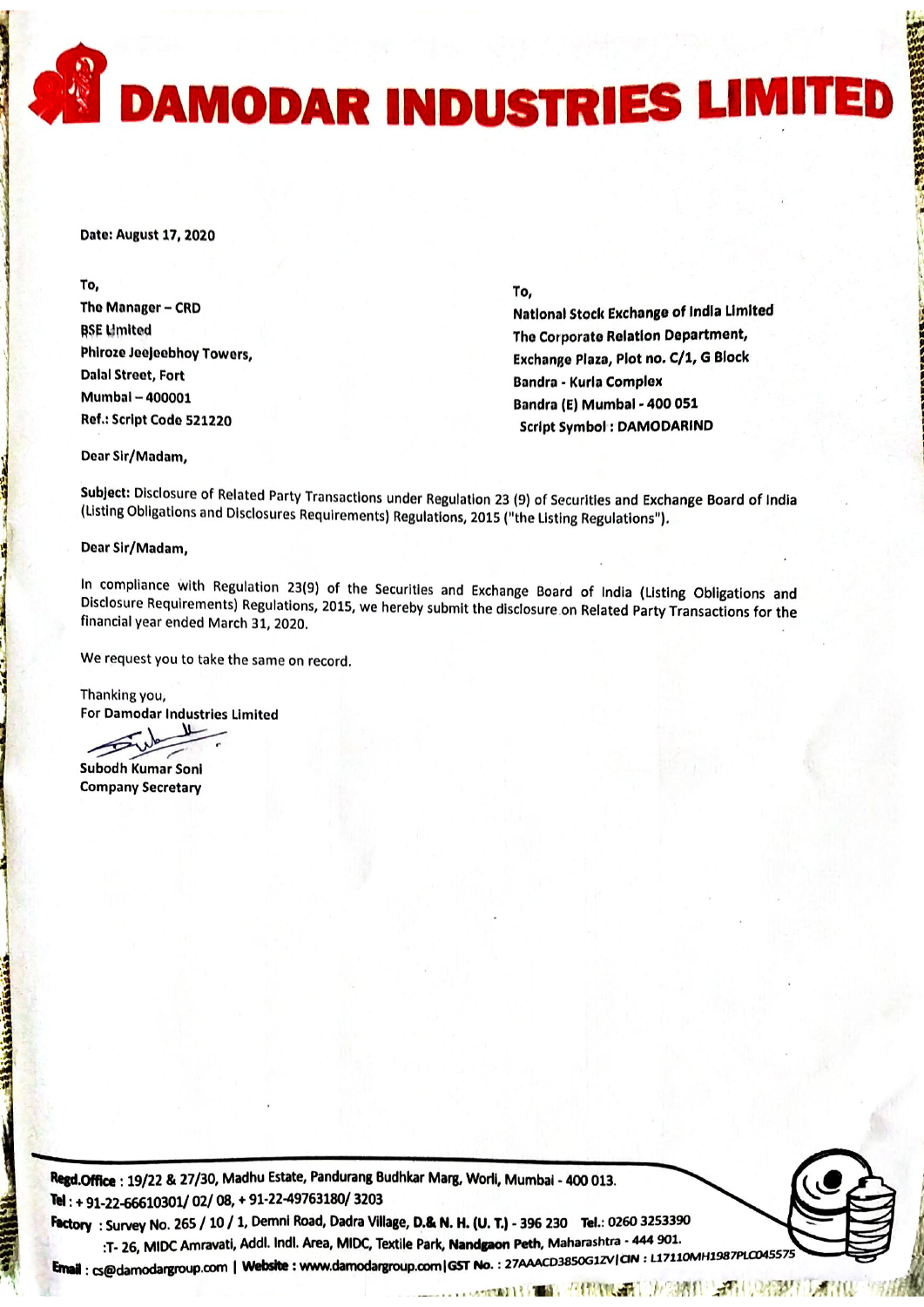# DAMODAR INDUSTRIES LIMITED

Date: August 17, 2020

To,
The Manager – CRD
BSE Limited
Phiroze Jeejeebhoy Towers,
Dalal Street, Fort
Mumbai – 400001
Ref.: Script Code 521220

To,
National Stock Exchange of India Limited
The Corporate Relation Department,
Exchange Plaza, Plot no. C/1, G Block
Bandra - Kurla Complex
Bandra (E) Mumbai - 400 051
Script Symbol : DAMODARIND

Dear Sir/Madam,

**Subject:** Disclosure of Related Party Transactions under Regulation 23 (9) of Securities and Exchange Board of India (Listing Obligations and Disclosures Requirements) Regulations, 2015 ("the Listing Regulations").

Dear Sir/Madam,

In compliance with Regulation 23(9) of the Securities and Exchange Board of India (Listing Obligations and Disclosure Requirements) Regulations, 2015, we hereby submit the disclosure on Related Party Transactions for the financial year ended March 31, 2020.

We request you to take the same on record.

Thanking you,
For Damodar Industries Limited

Subodh Kumar Soni
Company Secretary

**Regd.Office** : 19/22 & 27/30, Madhu Estate, Pandurang Budhkar Marg, Worli, Mumbai - 400 013.
**Tel** : + 91-22-66610301/ 02/ 08, + 91-22-49763180/ 3203
**Factory** : Survey No. 265 / 10 / 1, Demni Road, Dadra Village, D.& N. H. (U. T.) - 396 230 Tel.: 0260 3253390
:T- 26, MIDC Amravati, Addl. Indl. Area, MIDC, Textile Park, Nandgaon Peth, Maharashtra - 444 901.
**Email** : cs@damodargroup.com | **Website** : www.damodargroup.com | **GST No.** : 27AAACD3850G1ZV | **CIN** : L17110MH1987PLC045575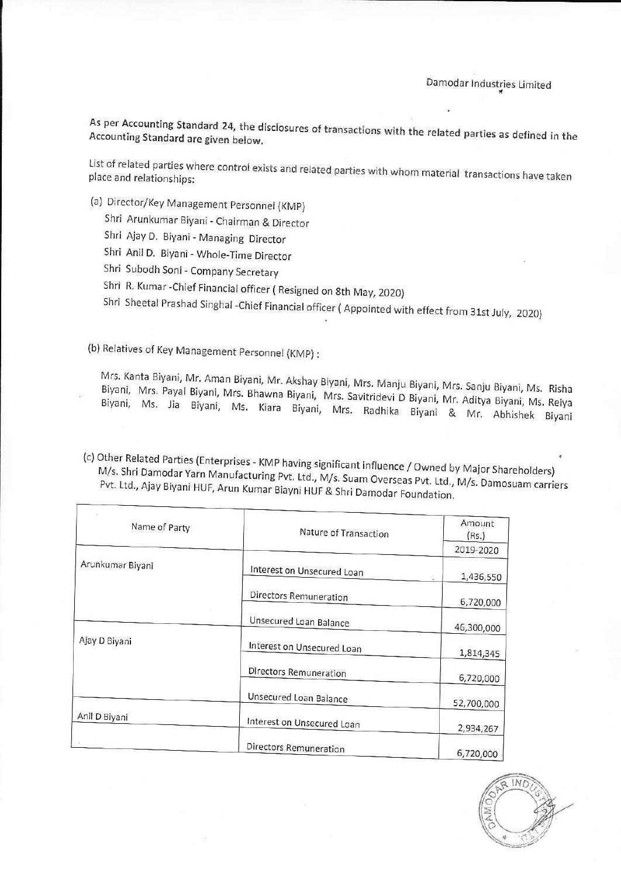Damodar Industries Limited

As per Accounting Standard 24, the disclosures of transactions with the related parties as defined in the Accounting Standard are given below.

List of related parties where control exists and related parties with whom material transactions have taken place and relationships:

(a) Director/Key Management Personnel (KMP)

Shri Arunkumar Biyani - Chairman & Director

Shri Ajay D. Biyani - Managing Director

Shri Anil D. Biyani - Whole-Time Director

Shri Subodh Soni - Company Secretary

Shri R. Kumar -Chief Financial officer ( Resigned on 8th May, 2020)

Shri Sheetal Prashad Singhal -Chief Financial officer ( Appointed with effect from 31st July, 2020)

(b) Relatives of Key Management Personnel (KMP) :

Mrs. Kanta Biyani, Mr. Aman Biyani, Mr. Akshay Biyani, Mrs. Manju Biyani, Mrs. Sanju Biyani, Ms. Risha Biyani, Mrs. Payal Biyani, Mrs. Bhawna Biyani, Mrs. Savitridevi D Biyani, Mr. Aditya Biyani, Ms. Reiya Biyani, Ms. Jia Biyani, Ms. Kiara Biyani, Mrs. Radhika Biyani & Mr. Abhishek Biyani

(c) Other Related Parties (Enterprises - KMP having significant influence / Owned by Major Shareholders) M/s. Shri Damodar Yarn Manufacturing Pvt. Ltd., M/s. Suam Overseas Pvt. Ltd., M/s. Damosuam carriers Pvt. Ltd., Ajay Biyani HUF, Arun Kumar Biayni HUF & Shri Damodar Foundation.

| Name of Party | Nature of Transaction | Amount (Rs.) |
|---|---|---|
| | | 2019-2020 |
| Arunkumar Biyani | Interest on Unsecured Loan | 1,436,550 |
| | Directors Remuneration | 6,720,000 |
| | Unsecured Loan Balance | 46,300,000 |
| Ajay D Biyani | Interest on Unsecured Loan | 1,814,345 |
| | Directors Remuneration | 6,720,000 |
| | Unsecured Loan Balance | 52,700,000 |
| Anil D Biyani | Interest on Unsecured Loan | 2,934,267 |
| | Directors Remuneration | 6,720,000 |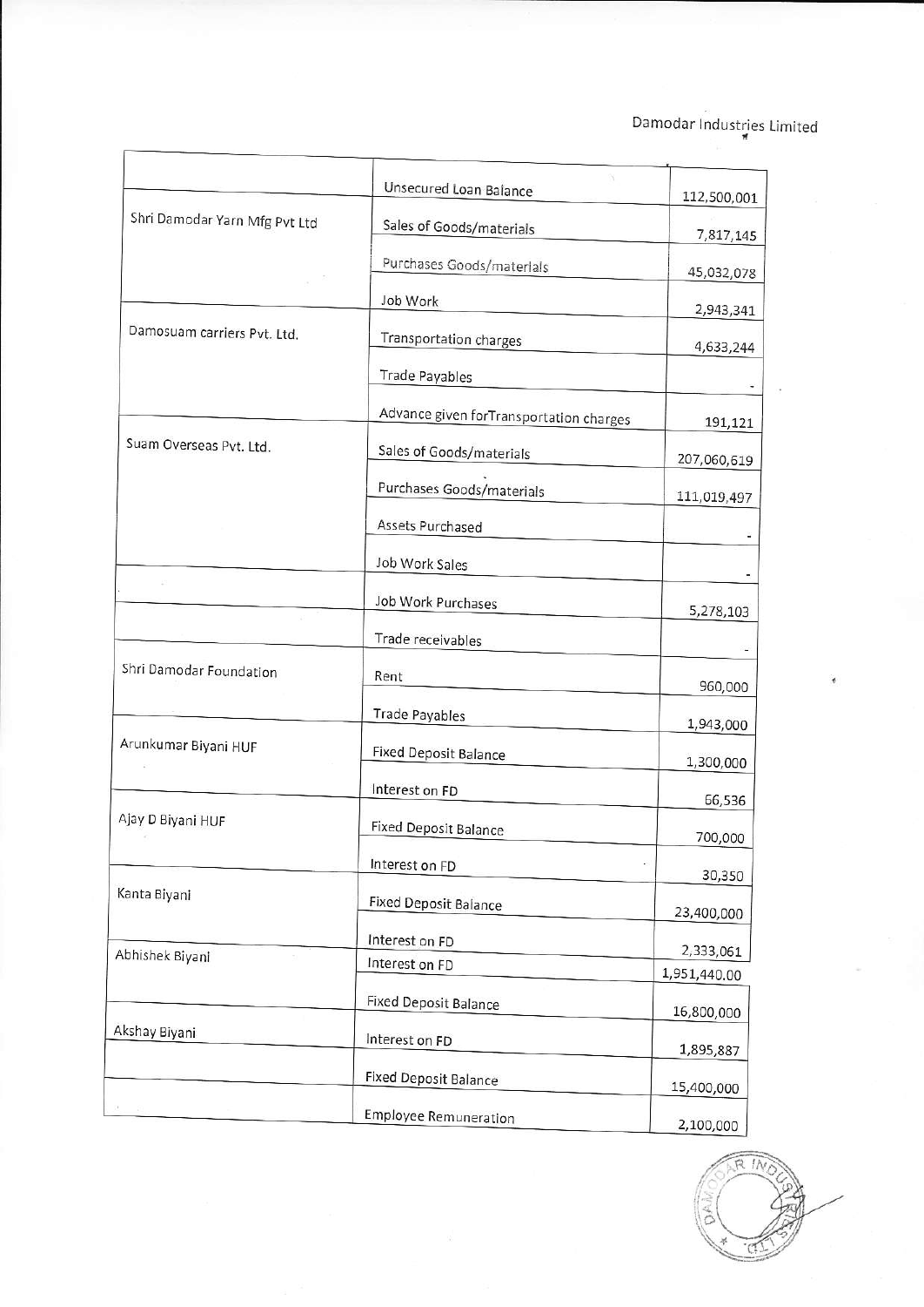Damodar Industries Limited

| | | |
|---|---|---|
| | Unsecured Loan Balance | 112,500,001 |
| Shri Damodar Yarn Mfg Pvt Ltd | Sales of Goods/materials | 7,817,145 |
| | Purchases Goods/materials | 45,032,078 |
| | Job Work | 2,943,341 |
| Damosuam carriers Pvt. Ltd. | Transportation charges | 4,633,244 |
| | Trade Payables | - |
| | Advance given forTransportation charges | 191,121 |
| Suam Overseas Pvt. Ltd. | Sales of Goods/materials | 207,060,619 |
| | Purchases Goods/materials | 111,019,497 |
| | Assets Purchased | - |
| | Job Work Sales | - |
| | Job Work Purchases | 5,278,103 |
| | Trade receivables | - |
| Shri Damodar Foundation | Rent | 960,000 |
| | Trade Payables | 1,943,000 |
| Arunkumar Biyani HUF | Fixed Deposit Balance | 1,300,000 |
| | Interest on FD | 66,536 |
| Ajay D Biyani HUF | Fixed Deposit Balance | 700,000 |
| | Interest on FD | 30,350 |
| Kanta Biyani | Fixed Deposit Balance | 23,400,000 |
| | Interest on FD | 2,333,061 |
| Abhishek Biyani | Interest on FD | 1,951,440.00 |
| | Fixed Deposit Balance | 16,800,000 |
| Akshay Biyani | Interest on FD | 1,895,887 |
| | Fixed Deposit Balance | 15,400,000 |
| | Employee Remuneration | 2,100,000 |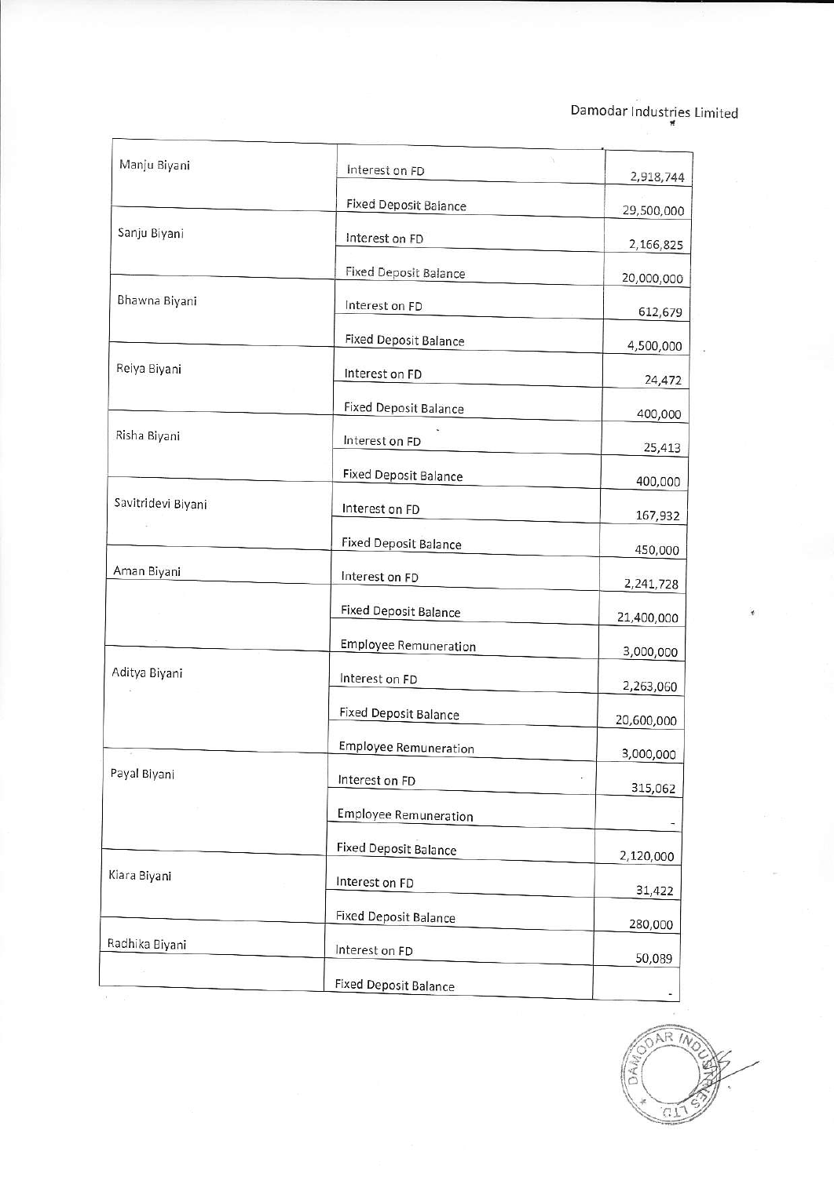| Manju Biyani | Interest on FD | 2,918,744 |
|---|---|---|
| | Fixed Deposit Balance | 29,500,000 |
| Sanju Biyani | Interest on FD | 2,166,825 |
| | Fixed Deposit Balance | 20,000,000 |
| Bhawna Biyani | Interest on FD | 612,679 |
| | Fixed Deposit Balance | 4,500,000 |
| Reiya Biyani | Interest on FD | 24,472 |
| | Fixed Deposit Balance | 400,000 |
| Risha Biyani | Interest on FD | 25,413 |
| | Fixed Deposit Balance | 400,000 |
| Savitridevi Biyani | Interest on FD | 167,932 |
| | Fixed Deposit Balance | 450,000 |
| Aman Biyani | Interest on FD | 2,241,728 |
| | Fixed Deposit Balance | 21,400,000 |
| | Employee Remuneration | 3,000,000 |
| Aditya Biyani | Interest on FD | 2,263,060 |
| | Fixed Deposit Balance | 20,600,000 |
| | Employee Remuneration | 3,000,000 |
| Payal Biyani | Interest on FD | 315,062 |
| | Employee Remuneration | - |
| | Fixed Deposit Balance | 2,120,000 |
| Kiara Biyani | Interest on FD | 31,422 |
| | Fixed Deposit Balance | 280,000 |
| Radhika Biyani | Interest on FD | 50,089 |
| | Fixed Deposit Balance | - |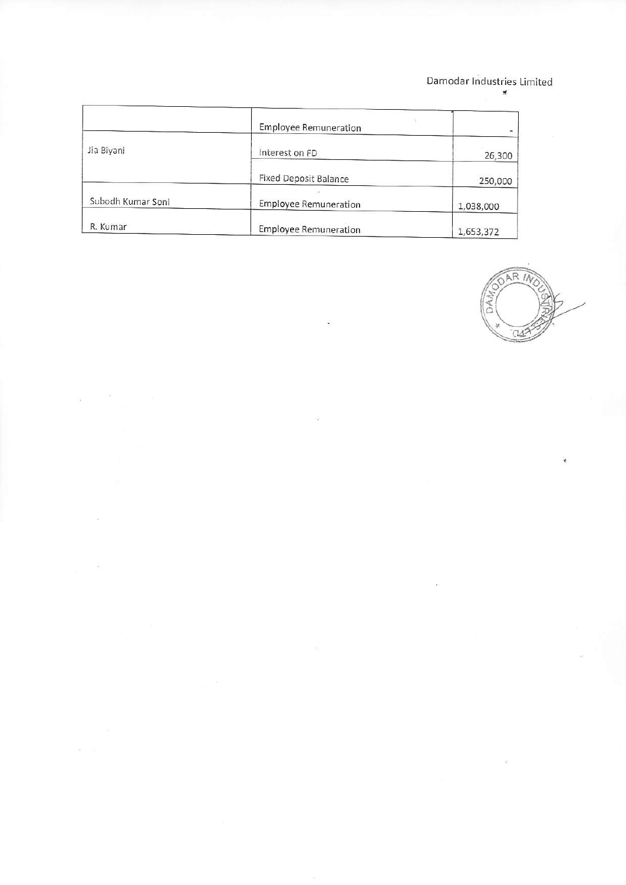| | | |
|---|---|---|
| | Employee Remuneration | - |
| Jia Biyani | Interest on FD | 26,300 |
| | Fixed Deposit Balance | 250,000 |
| Subodh Kumar Soni | Employee Remuneration | 1,038,000 |
| R. Kumar | Employee Remuneration | 1,653,372 |